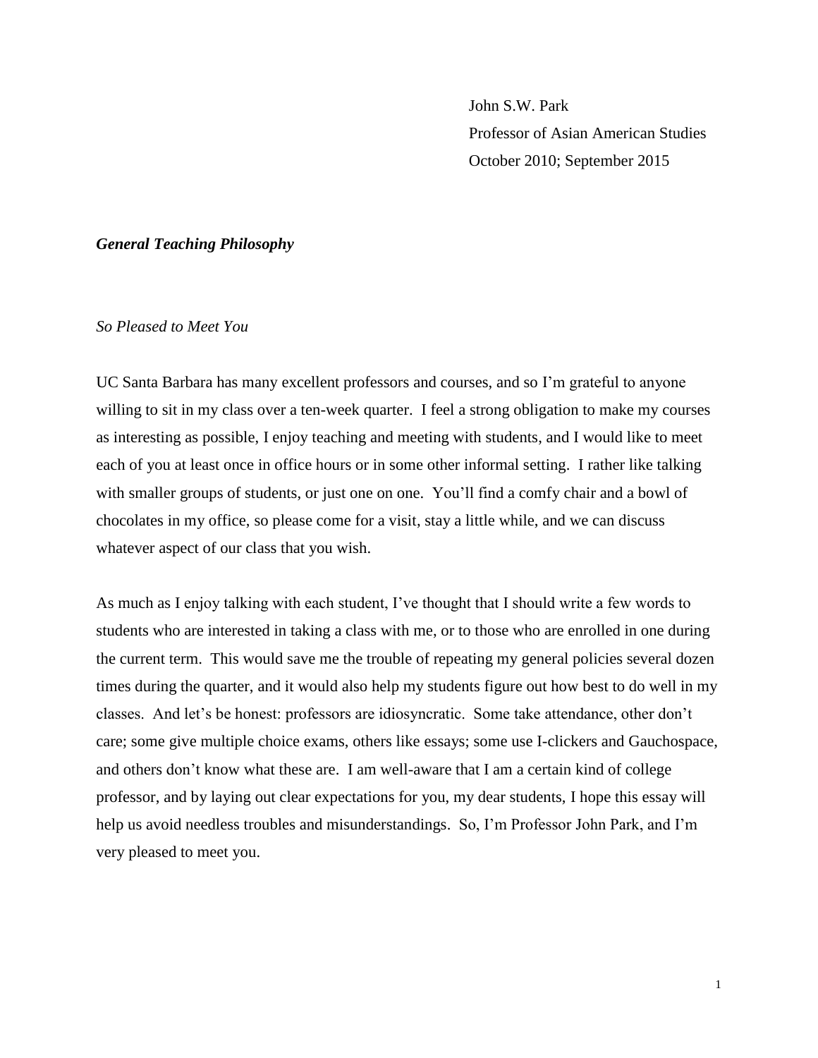John S.W. Park
Professor of Asian American Studies
October 2010; September 2015

## *General Teaching Philosophy*

### *So Pleased to Meet You*

UC Santa Barbara has many excellent professors and courses, and so I'm grateful to anyone willing to sit in my class over a ten-week quarter. I feel a strong obligation to make my courses as interesting as possible, I enjoy teaching and meeting with students, and I would like to meet each of you at least once in office hours or in some other informal setting. I rather like talking with smaller groups of students, or just one on one. You'll find a comfy chair and a bowl of chocolates in my office, so please come for a visit, stay a little while, and we can discuss whatever aspect of our class that you wish.

As much as I enjoy talking with each student, I've thought that I should write a few words to students who are interested in taking a class with me, or to those who are enrolled in one during the current term. This would save me the trouble of repeating my general policies several dozen times during the quarter, and it would also help my students figure out how best to do well in my classes. And let's be honest: professors are idiosyncratic. Some take attendance, other don't care; some give multiple choice exams, others like essays; some use I-clickers and Gauchospace, and others don't know what these are. I am well-aware that I am a certain kind of college professor, and by laying out clear expectations for you, my dear students, I hope this essay will help us avoid needless troubles and misunderstandings. So, I'm Professor John Park, and I'm very pleased to meet you.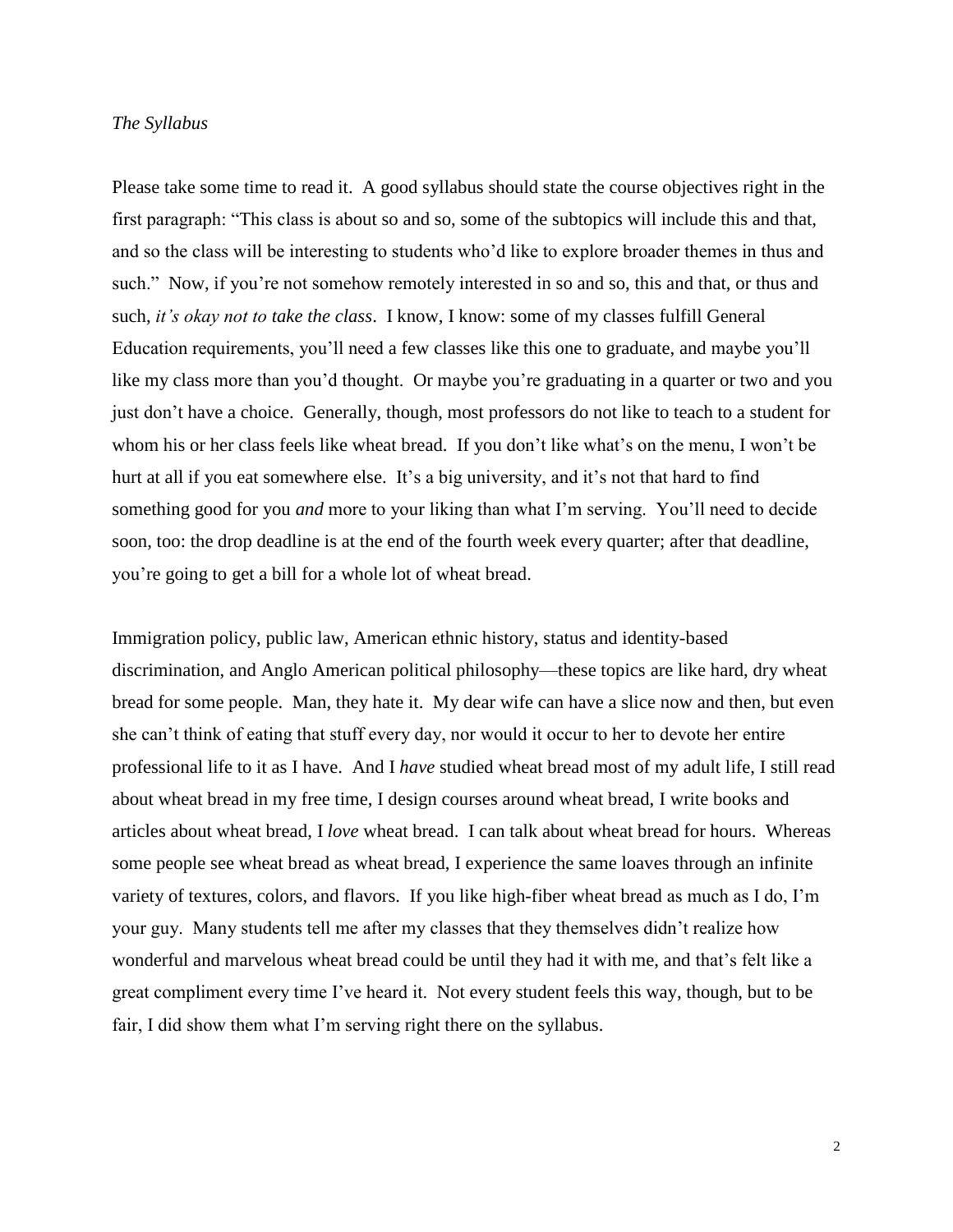*The Syllabus*

Please take some time to read it. A good syllabus should state the course objectives right in the first paragraph: "This class is about so and so, some of the subtopics will include this and that, and so the class will be interesting to students who'd like to explore broader themes in thus and such." Now, if you're not somehow remotely interested in so and so, this and that, or thus and such, *it's okay not to take the class*. I know, I know: some of my classes fulfill General Education requirements, you'll need a few classes like this one to graduate, and maybe you'll like my class more than you'd thought. Or maybe you're graduating in a quarter or two and you just don't have a choice. Generally, though, most professors do not like to teach to a student for whom his or her class feels like wheat bread. If you don't like what's on the menu, I won't be hurt at all if you eat somewhere else. It's a big university, and it's not that hard to find something good for you *and* more to your liking than what I'm serving. You'll need to decide soon, too: the drop deadline is at the end of the fourth week every quarter; after that deadline, you're going to get a bill for a whole lot of wheat bread.

Immigration policy, public law, American ethnic history, status and identity-based discrimination, and Anglo American political philosophy—these topics are like hard, dry wheat bread for some people. Man, they hate it. My dear wife can have a slice now and then, but even she can't think of eating that stuff every day, nor would it occur to her to devote her entire professional life to it as I have. And I *have* studied wheat bread most of my adult life, I still read about wheat bread in my free time, I design courses around wheat bread, I write books and articles about wheat bread, I *love* wheat bread. I can talk about wheat bread for hours. Whereas some people see wheat bread as wheat bread, I experience the same loaves through an infinite variety of textures, colors, and flavors. If you like high-fiber wheat bread as much as I do, I'm your guy. Many students tell me after my classes that they themselves didn't realize how wonderful and marvelous wheat bread could be until they had it with me, and that's felt like a great compliment every time I've heard it. Not every student feels this way, though, but to be fair, I did show them what I'm serving right there on the syllabus.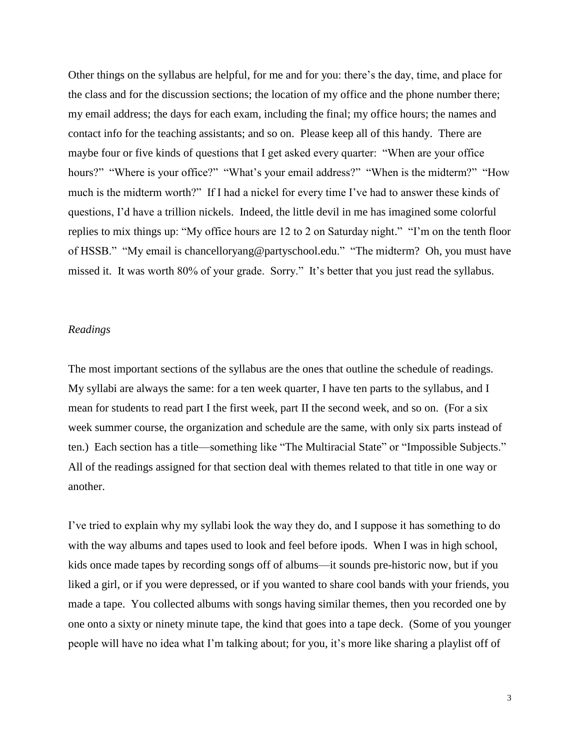Other things on the syllabus are helpful, for me and for you: there's the day, time, and place for the class and for the discussion sections; the location of my office and the phone number there; my email address; the days for each exam, including the final; my office hours; the names and contact info for the teaching assistants; and so on. Please keep all of this handy. There are maybe four or five kinds of questions that I get asked every quarter: "When are your office hours?" "Where is your office?" "What's your email address?" "When is the midterm?" "How much is the midterm worth?" If I had a nickel for every time I've had to answer these kinds of questions, I'd have a trillion nickels. Indeed, the little devil in me has imagined some colorful replies to mix things up: "My office hours are 12 to 2 on Saturday night." "I'm on the tenth floor of HSSB." "My email is chancelloryang@partyschool.edu." "The midterm? Oh, you must have missed it. It was worth 80% of your grade. Sorry." It's better that you just read the syllabus.

*Readings*

The most important sections of the syllabus are the ones that outline the schedule of readings. My syllabi are always the same: for a ten week quarter, I have ten parts to the syllabus, and I mean for students to read part I the first week, part II the second week, and so on. (For a six week summer course, the organization and schedule are the same, with only six parts instead of ten.) Each section has a title—something like "The Multiracial State" or "Impossible Subjects." All of the readings assigned for that section deal with themes related to that title in one way or another.

I've tried to explain why my syllabi look the way they do, and I suppose it has something to do with the way albums and tapes used to look and feel before ipods. When I was in high school, kids once made tapes by recording songs off of albums—it sounds pre-historic now, but if you liked a girl, or if you were depressed, or if you wanted to share cool bands with your friends, you made a tape. You collected albums with songs having similar themes, then you recorded one by one onto a sixty or ninety minute tape, the kind that goes into a tape deck. (Some of you younger people will have no idea what I'm talking about; for you, it's more like sharing a playlist off of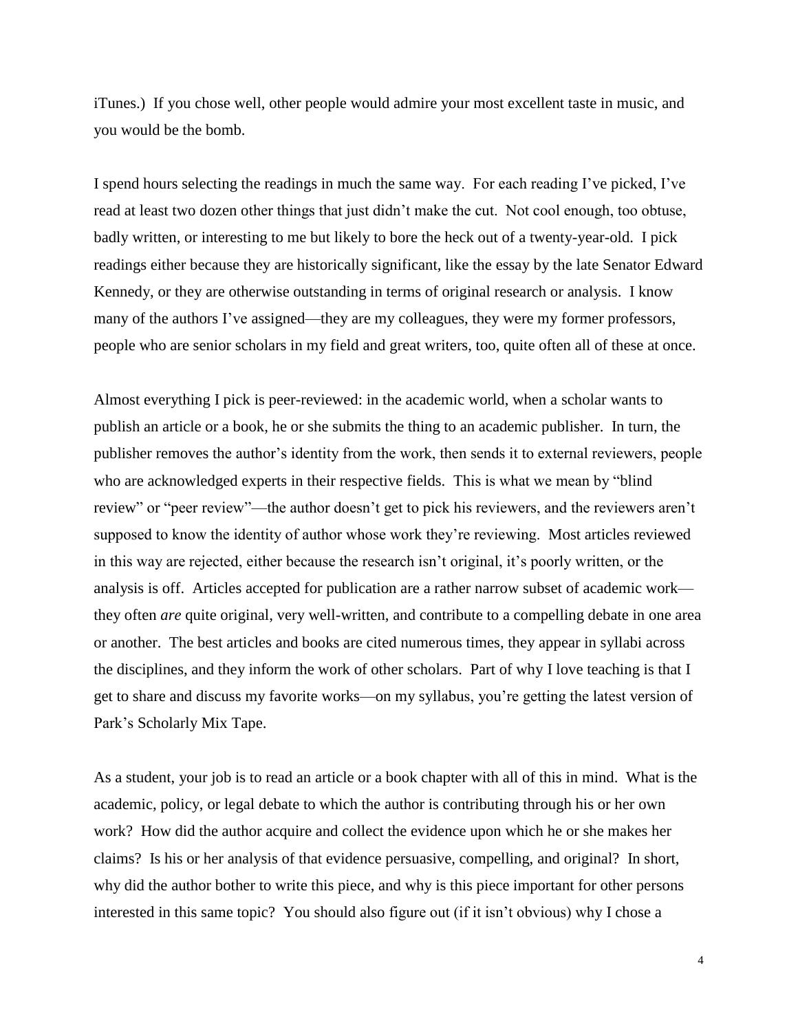iTunes.) If you chose well, other people would admire your most excellent taste in music, and you would be the bomb.

I spend hours selecting the readings in much the same way. For each reading I've picked, I've read at least two dozen other things that just didn't make the cut. Not cool enough, too obtuse, badly written, or interesting to me but likely to bore the heck out of a twenty-year-old. I pick readings either because they are historically significant, like the essay by the late Senator Edward Kennedy, or they are otherwise outstanding in terms of original research or analysis. I know many of the authors I've assigned—they are my colleagues, they were my former professors, people who are senior scholars in my field and great writers, too, quite often all of these at once.

Almost everything I pick is peer-reviewed: in the academic world, when a scholar wants to publish an article or a book, he or she submits the thing to an academic publisher. In turn, the publisher removes the author's identity from the work, then sends it to external reviewers, people who are acknowledged experts in their respective fields. This is what we mean by "blind review" or "peer review"—the author doesn't get to pick his reviewers, and the reviewers aren't supposed to know the identity of author whose work they're reviewing. Most articles reviewed in this way are rejected, either because the research isn't original, it's poorly written, or the analysis is off. Articles accepted for publication are a rather narrow subset of academic work—they often *are* quite original, very well-written, and contribute to a compelling debate in one area or another. The best articles and books are cited numerous times, they appear in syllabi across the disciplines, and they inform the work of other scholars. Part of why I love teaching is that I get to share and discuss my favorite works—on my syllabus, you're getting the latest version of Park's Scholarly Mix Tape.

As a student, your job is to read an article or a book chapter with all of this in mind. What is the academic, policy, or legal debate to which the author is contributing through his or her own work? How did the author acquire and collect the evidence upon which he or she makes her claims? Is his or her analysis of that evidence persuasive, compelling, and original? In short, why did the author bother to write this piece, and why is this piece important for other persons interested in this same topic? You should also figure out (if it isn't obvious) why I chose a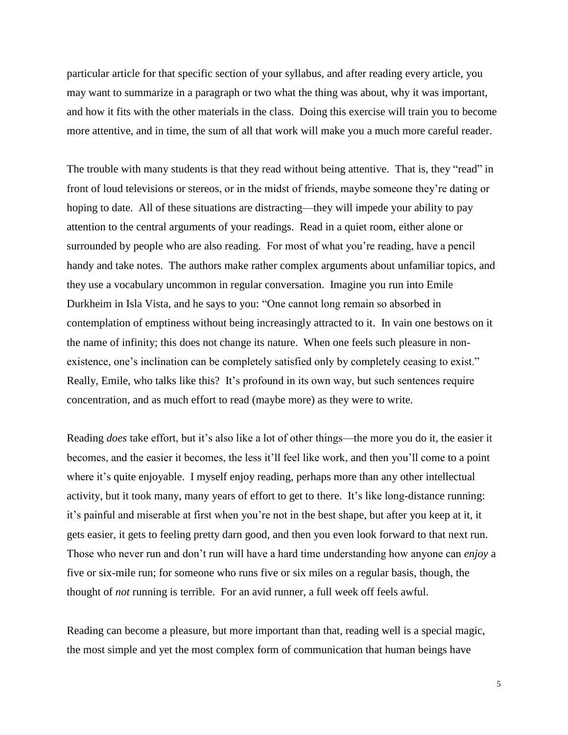particular article for that specific section of your syllabus, and after reading every article, you may want to summarize in a paragraph or two what the thing was about, why it was important, and how it fits with the other materials in the class. Doing this exercise will train you to become more attentive, and in time, the sum of all that work will make you a much more careful reader.

The trouble with many students is that they read without being attentive. That is, they "read" in front of loud televisions or stereos, or in the midst of friends, maybe someone they're dating or hoping to date. All of these situations are distracting—they will impede your ability to pay attention to the central arguments of your readings. Read in a quiet room, either alone or surrounded by people who are also reading. For most of what you're reading, have a pencil handy and take notes. The authors make rather complex arguments about unfamiliar topics, and they use a vocabulary uncommon in regular conversation. Imagine you run into Emile Durkheim in Isla Vista, and he says to you: "One cannot long remain so absorbed in contemplation of emptiness without being increasingly attracted to it. In vain one bestows on it the name of infinity; this does not change its nature. When one feels such pleasure in non-existence, one's inclination can be completely satisfied only by completely ceasing to exist." Really, Emile, who talks like this? It's profound in its own way, but such sentences require concentration, and as much effort to read (maybe more) as they were to write.

Reading *does* take effort, but it's also like a lot of other things—the more you do it, the easier it becomes, and the easier it becomes, the less it'll feel like work, and then you'll come to a point where it's quite enjoyable. I myself enjoy reading, perhaps more than any other intellectual activity, but it took many, many years of effort to get to there. It's like long-distance running: it's painful and miserable at first when you're not in the best shape, but after you keep at it, it gets easier, it gets to feeling pretty darn good, and then you even look forward to that next run. Those who never run and don't run will have a hard time understanding how anyone can *enjoy* a five or six-mile run; for someone who runs five or six miles on a regular basis, though, the thought of *not* running is terrible. For an avid runner, a full week off feels awful.

Reading can become a pleasure, but more important than that, reading well is a special magic, the most simple and yet the most complex form of communication that human beings have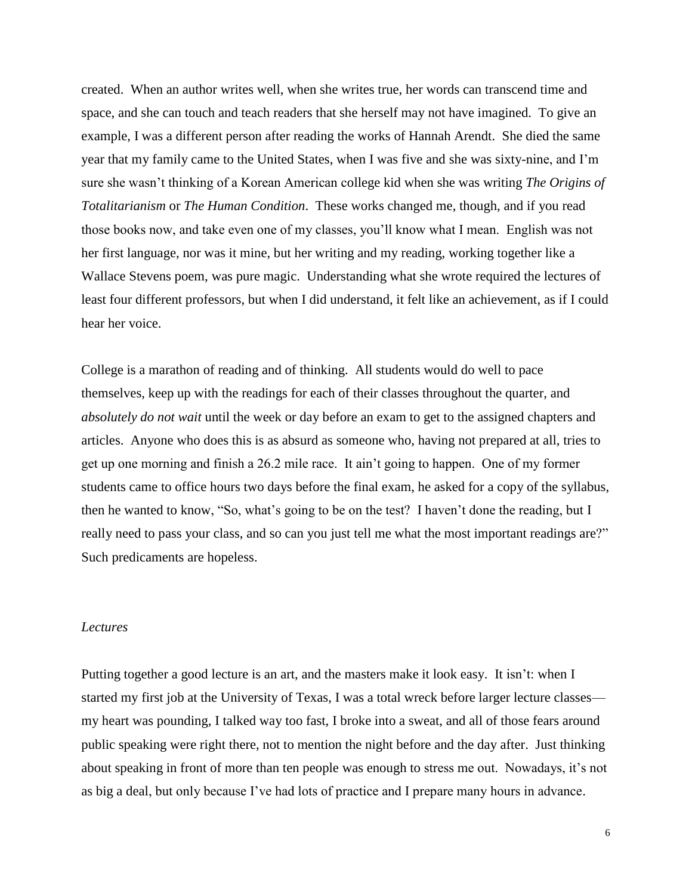created. When an author writes well, when she writes true, her words can transcend time and space, and she can touch and teach readers that she herself may not have imagined. To give an example, I was a different person after reading the works of Hannah Arendt. She died the same year that my family came to the United States, when I was five and she was sixty-nine, and I'm sure she wasn't thinking of a Korean American college kid when she was writing *The Origins of Totalitarianism* or *The Human Condition*. These works changed me, though, and if you read those books now, and take even one of my classes, you'll know what I mean. English was not her first language, nor was it mine, but her writing and my reading, working together like a Wallace Stevens poem, was pure magic. Understanding what she wrote required the lectures of least four different professors, but when I did understand, it felt like an achievement, as if I could hear her voice.

College is a marathon of reading and of thinking. All students would do well to pace themselves, keep up with the readings for each of their classes throughout the quarter, and *absolutely do not wait* until the week or day before an exam to get to the assigned chapters and articles. Anyone who does this is as absurd as someone who, having not prepared at all, tries to get up one morning and finish a 26.2 mile race. It ain't going to happen. One of my former students came to office hours two days before the final exam, he asked for a copy of the syllabus, then he wanted to know, "So, what's going to be on the test? I haven't done the reading, but I really need to pass your class, and so can you just tell me what the most important readings are?" Such predicaments are hopeless.

### *Lectures*

Putting together a good lecture is an art, and the masters make it look easy. It isn't: when I started my first job at the University of Texas, I was a total wreck before larger lecture classes—my heart was pounding, I talked way too fast, I broke into a sweat, and all of those fears around public speaking were right there, not to mention the night before and the day after. Just thinking about speaking in front of more than ten people was enough to stress me out. Nowadays, it's not as big a deal, but only because I've had lots of practice and I prepare many hours in advance.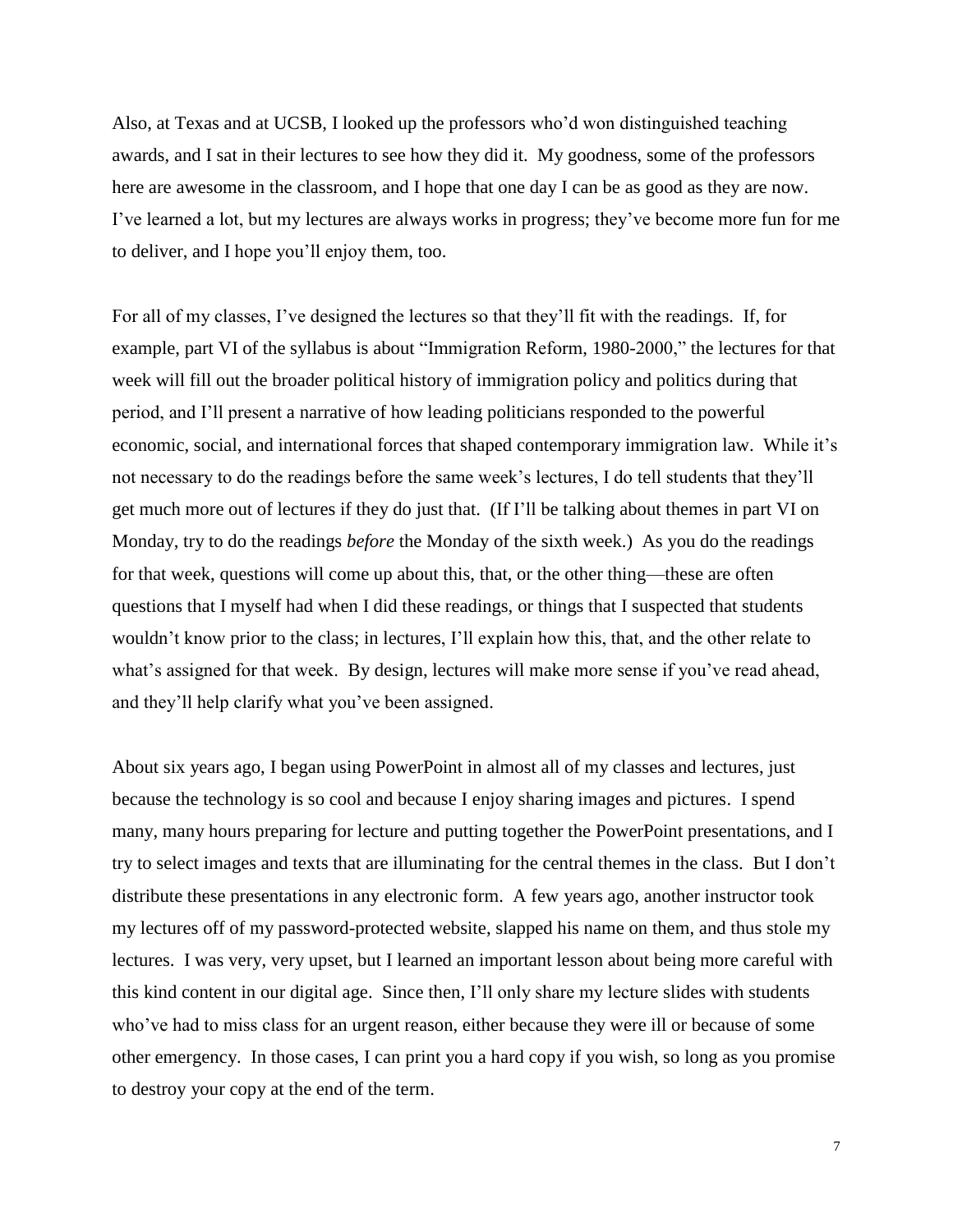Also, at Texas and at UCSB, I looked up the professors who'd won distinguished teaching awards, and I sat in their lectures to see how they did it. My goodness, some of the professors here are awesome in the classroom, and I hope that one day I can be as good as they are now. I've learned a lot, but my lectures are always works in progress; they've become more fun for me to deliver, and I hope you'll enjoy them, too.

For all of my classes, I've designed the lectures so that they'll fit with the readings. If, for example, part VI of the syllabus is about "Immigration Reform, 1980-2000," the lectures for that week will fill out the broader political history of immigration policy and politics during that period, and I'll present a narrative of how leading politicians responded to the powerful economic, social, and international forces that shaped contemporary immigration law. While it's not necessary to do the readings before the same week's lectures, I do tell students that they'll get much more out of lectures if they do just that. (If I'll be talking about themes in part VI on Monday, try to do the readings *before* the Monday of the sixth week.) As you do the readings for that week, questions will come up about this, that, or the other thing—these are often questions that I myself had when I did these readings, or things that I suspected that students wouldn't know prior to the class; in lectures, I'll explain how this, that, and the other relate to what's assigned for that week. By design, lectures will make more sense if you've read ahead, and they'll help clarify what you've been assigned.

About six years ago, I began using PowerPoint in almost all of my classes and lectures, just because the technology is so cool and because I enjoy sharing images and pictures. I spend many, many hours preparing for lecture and putting together the PowerPoint presentations, and I try to select images and texts that are illuminating for the central themes in the class. But I don't distribute these presentations in any electronic form. A few years ago, another instructor took my lectures off of my password-protected website, slapped his name on them, and thus stole my lectures. I was very, very upset, but I learned an important lesson about being more careful with this kind content in our digital age. Since then, I'll only share my lecture slides with students who've had to miss class for an urgent reason, either because they were ill or because of some other emergency. In those cases, I can print you a hard copy if you wish, so long as you promise to destroy your copy at the end of the term.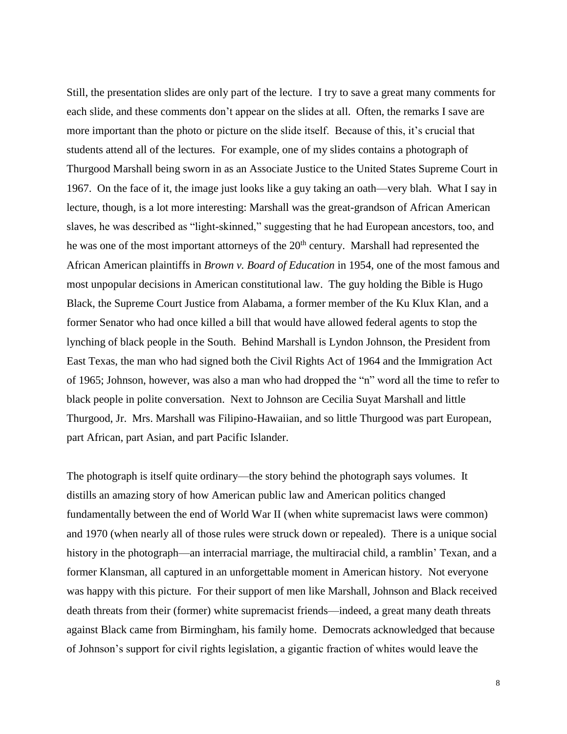Still, the presentation slides are only part of the lecture. I try to save a great many comments for each slide, and these comments don't appear on the slides at all. Often, the remarks I save are more important than the photo or picture on the slide itself. Because of this, it's crucial that students attend all of the lectures. For example, one of my slides contains a photograph of Thurgood Marshall being sworn in as an Associate Justice to the United States Supreme Court in 1967. On the face of it, the image just looks like a guy taking an oath—very blah. What I say in lecture, though, is a lot more interesting: Marshall was the great-grandson of African American slaves, he was described as "light-skinned," suggesting that he had European ancestors, too, and he was one of the most important attorneys of the 20th century. Marshall had represented the African American plaintiffs in *Brown v. Board of Education* in 1954, one of the most famous and most unpopular decisions in American constitutional law. The guy holding the Bible is Hugo Black, the Supreme Court Justice from Alabama, a former member of the Ku Klux Klan, and a former Senator who had once killed a bill that would have allowed federal agents to stop the lynching of black people in the South. Behind Marshall is Lyndon Johnson, the President from East Texas, the man who had signed both the Civil Rights Act of 1964 and the Immigration Act of 1965; Johnson, however, was also a man who had dropped the "n" word all the time to refer to black people in polite conversation. Next to Johnson are Cecilia Suyat Marshall and little Thurgood, Jr. Mrs. Marshall was Filipino-Hawaiian, and so little Thurgood was part European, part African, part Asian, and part Pacific Islander.

The photograph is itself quite ordinary—the story behind the photograph says volumes. It distills an amazing story of how American public law and American politics changed fundamentally between the end of World War II (when white supremacist laws were common) and 1970 (when nearly all of those rules were struck down or repealed). There is a unique social history in the photograph—an interracial marriage, the multiracial child, a ramblin' Texan, and a former Klansman, all captured in an unforgettable moment in American history. Not everyone was happy with this picture. For their support of men like Marshall, Johnson and Black received death threats from their (former) white supremacist friends—indeed, a great many death threats against Black came from Birmingham, his family home. Democrats acknowledged that because of Johnson's support for civil rights legislation, a gigantic fraction of whites would leave the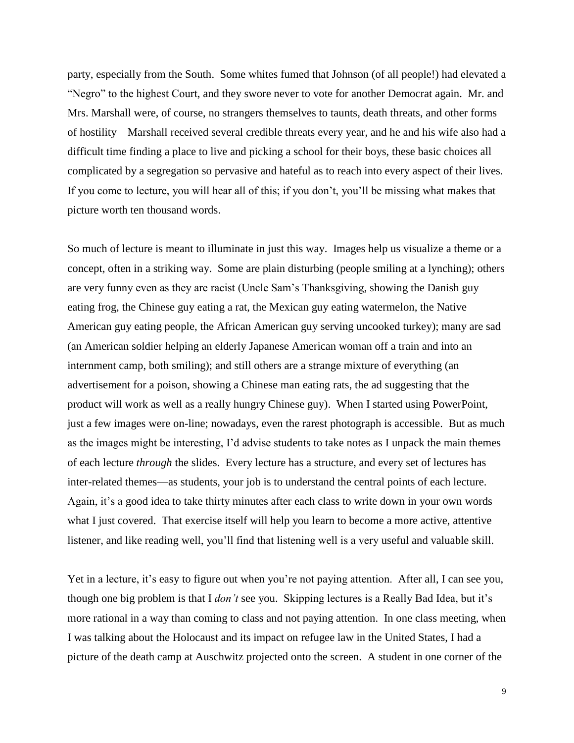party, especially from the South. Some whites fumed that Johnson (of all people!) had elevated a "Negro" to the highest Court, and they swore never to vote for another Democrat again. Mr. and Mrs. Marshall were, of course, no strangers themselves to taunts, death threats, and other forms of hostility—Marshall received several credible threats every year, and he and his wife also had a difficult time finding a place to live and picking a school for their boys, these basic choices all complicated by a segregation so pervasive and hateful as to reach into every aspect of their lives. If you come to lecture, you will hear all of this; if you don't, you'll be missing what makes that picture worth ten thousand words.

So much of lecture is meant to illuminate in just this way. Images help us visualize a theme or a concept, often in a striking way. Some are plain disturbing (people smiling at a lynching); others are very funny even as they are racist (Uncle Sam's Thanksgiving, showing the Danish guy eating frog, the Chinese guy eating a rat, the Mexican guy eating watermelon, the Native American guy eating people, the African American guy serving uncooked turkey); many are sad (an American soldier helping an elderly Japanese American woman off a train and into an internment camp, both smiling); and still others are a strange mixture of everything (an advertisement for a poison, showing a Chinese man eating rats, the ad suggesting that the product will work as well as a really hungry Chinese guy). When I started using PowerPoint, just a few images were on-line; nowadays, even the rarest photograph is accessible. But as much as the images might be interesting, I'd advise students to take notes as I unpack the main themes of each lecture *through* the slides. Every lecture has a structure, and every set of lectures has inter-related themes—as students, your job is to understand the central points of each lecture. Again, it's a good idea to take thirty minutes after each class to write down in your own words what I just covered. That exercise itself will help you learn to become a more active, attentive listener, and like reading well, you'll find that listening well is a very useful and valuable skill.

Yet in a lecture, it's easy to figure out when you're not paying attention. After all, I can see you, though one big problem is that I *don't* see you. Skipping lectures is a Really Bad Idea, but it's more rational in a way than coming to class and not paying attention. In one class meeting, when I was talking about the Holocaust and its impact on refugee law in the United States, I had a picture of the death camp at Auschwitz projected onto the screen. A student in one corner of the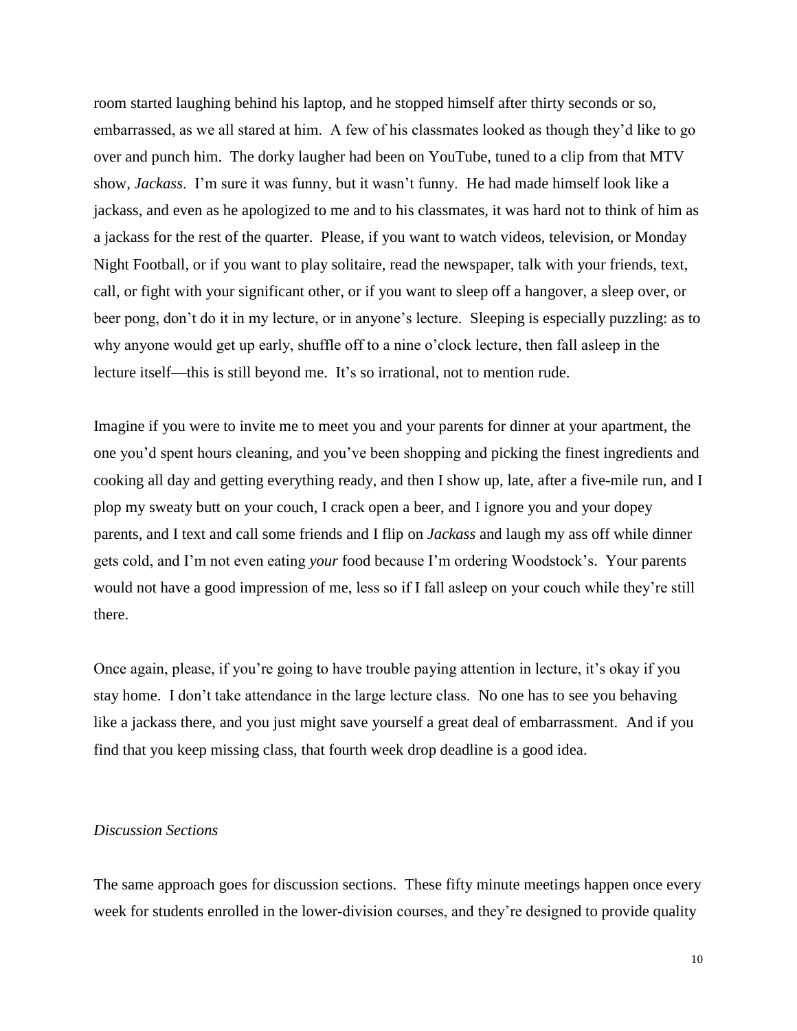room started laughing behind his laptop, and he stopped himself after thirty seconds or so, embarrassed, as we all stared at him. A few of his classmates looked as though they'd like to go over and punch him. The dorky laugher had been on YouTube, tuned to a clip from that MTV show, *Jackass*. I'm sure it was funny, but it wasn't funny. He had made himself look like a jackass, and even as he apologized to me and to his classmates, it was hard not to think of him as a jackass for the rest of the quarter. Please, if you want to watch videos, television, or Monday Night Football, or if you want to play solitaire, read the newspaper, talk with your friends, text, call, or fight with your significant other, or if you want to sleep off a hangover, a sleep over, or beer pong, don't do it in my lecture, or in anyone's lecture. Sleeping is especially puzzling: as to why anyone would get up early, shuffle off to a nine o'clock lecture, then fall asleep in the lecture itself—this is still beyond me. It's so irrational, not to mention rude.

Imagine if you were to invite me to meet you and your parents for dinner at your apartment, the one you'd spent hours cleaning, and you've been shopping and picking the finest ingredients and cooking all day and getting everything ready, and then I show up, late, after a five-mile run, and I plop my sweaty butt on your couch, I crack open a beer, and I ignore you and your dopey parents, and I text and call some friends and I flip on *Jackass* and laugh my ass off while dinner gets cold, and I'm not even eating *your* food because I'm ordering Woodstock's. Your parents would not have a good impression of me, less so if I fall asleep on your couch while they're still there.

Once again, please, if you're going to have trouble paying attention in lecture, it's okay if you stay home. I don't take attendance in the large lecture class. No one has to see you behaving like a jackass there, and you just might save yourself a great deal of embarrassment. And if you find that you keep missing class, that fourth week drop deadline is a good idea.

*Discussion Sections*

The same approach goes for discussion sections. These fifty minute meetings happen once every week for students enrolled in the lower-division courses, and they're designed to provide quality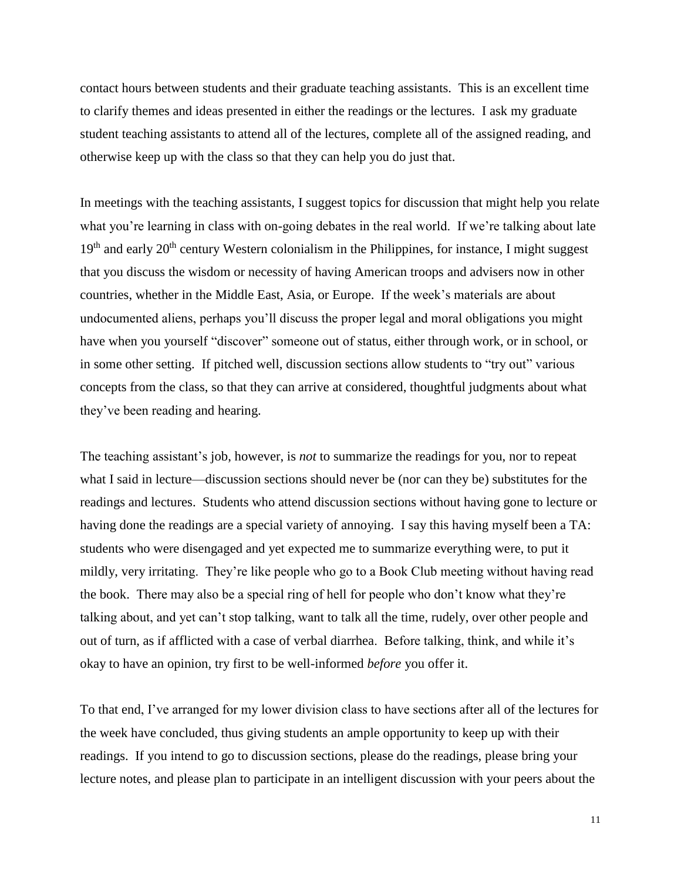contact hours between students and their graduate teaching assistants. This is an excellent time to clarify themes and ideas presented in either the readings or the lectures. I ask my graduate student teaching assistants to attend all of the lectures, complete all of the assigned reading, and otherwise keep up with the class so that they can help you do just that.

In meetings with the teaching assistants, I suggest topics for discussion that might help you relate what you're learning in class with on-going debates in the real world. If we're talking about late 19th and early 20th century Western colonialism in the Philippines, for instance, I might suggest that you discuss the wisdom or necessity of having American troops and advisers now in other countries, whether in the Middle East, Asia, or Europe. If the week's materials are about undocumented aliens, perhaps you'll discuss the proper legal and moral obligations you might have when you yourself "discover" someone out of status, either through work, or in school, or in some other setting. If pitched well, discussion sections allow students to "try out" various concepts from the class, so that they can arrive at considered, thoughtful judgments about what they've been reading and hearing.

The teaching assistant's job, however, is *not* to summarize the readings for you, nor to repeat what I said in lecture—discussion sections should never be (nor can they be) substitutes for the readings and lectures. Students who attend discussion sections without having gone to lecture or having done the readings are a special variety of annoying. I say this having myself been a TA: students who were disengaged and yet expected me to summarize everything were, to put it mildly, very irritating. They're like people who go to a Book Club meeting without having read the book. There may also be a special ring of hell for people who don't know what they're talking about, and yet can't stop talking, want to talk all the time, rudely, over other people and out of turn, as if afflicted with a case of verbal diarrhea. Before talking, think, and while it's okay to have an opinion, try first to be well-informed *before* you offer it.

To that end, I've arranged for my lower division class to have sections after all of the lectures for the week have concluded, thus giving students an ample opportunity to keep up with their readings. If you intend to go to discussion sections, please do the readings, please bring your lecture notes, and please plan to participate in an intelligent discussion with your peers about the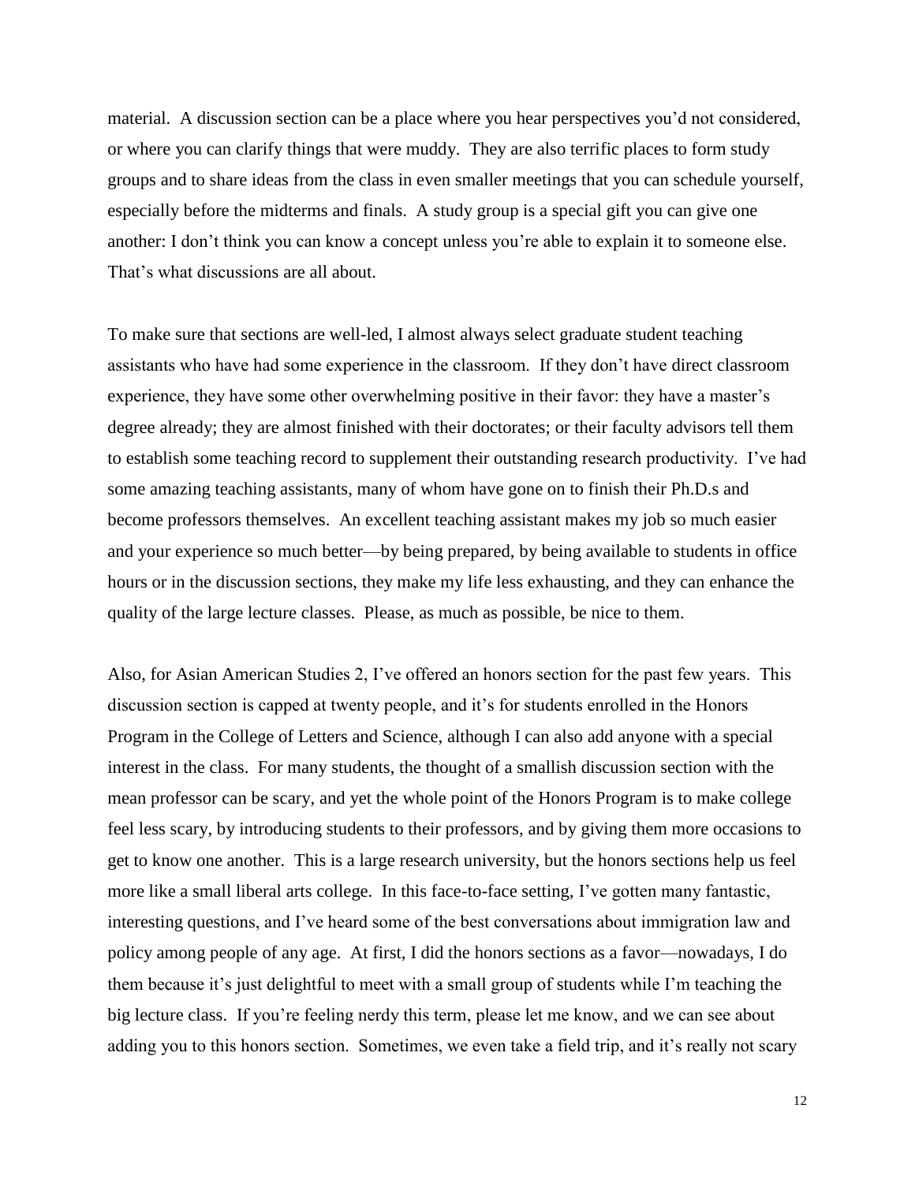material. A discussion section can be a place where you hear perspectives you'd not considered, or where you can clarify things that were muddy. They are also terrific places to form study groups and to share ideas from the class in even smaller meetings that you can schedule yourself, especially before the midterms and finals. A study group is a special gift you can give one another: I don't think you can know a concept unless you're able to explain it to someone else. That's what discussions are all about.

To make sure that sections are well-led, I almost always select graduate student teaching assistants who have had some experience in the classroom. If they don't have direct classroom experience, they have some other overwhelming positive in their favor: they have a master's degree already; they are almost finished with their doctorates; or their faculty advisors tell them to establish some teaching record to supplement their outstanding research productivity. I've had some amazing teaching assistants, many of whom have gone on to finish their Ph.D.s and become professors themselves. An excellent teaching assistant makes my job so much easier and your experience so much better—by being prepared, by being available to students in office hours or in the discussion sections, they make my life less exhausting, and they can enhance the quality of the large lecture classes. Please, as much as possible, be nice to them.

Also, for Asian American Studies 2, I've offered an honors section for the past few years. This discussion section is capped at twenty people, and it's for students enrolled in the Honors Program in the College of Letters and Science, although I can also add anyone with a special interest in the class. For many students, the thought of a smallish discussion section with the mean professor can be scary, and yet the whole point of the Honors Program is to make college feel less scary, by introducing students to their professors, and by giving them more occasions to get to know one another. This is a large research university, but the honors sections help us feel more like a small liberal arts college. In this face-to-face setting, I've gotten many fantastic, interesting questions, and I've heard some of the best conversations about immigration law and policy among people of any age. At first, I did the honors sections as a favor—nowadays, I do them because it's just delightful to meet with a small group of students while I'm teaching the big lecture class. If you're feeling nerdy this term, please let me know, and we can see about adding you to this honors section. Sometimes, we even take a field trip, and it's really not scary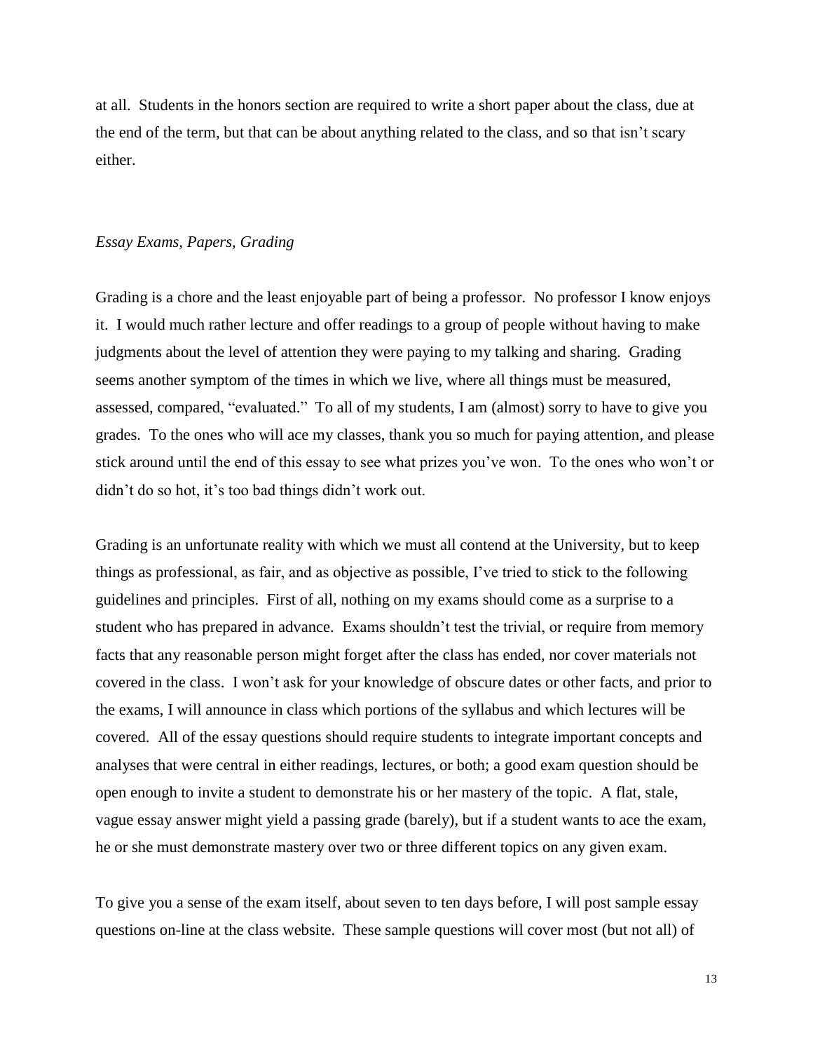at all. Students in the honors section are required to write a short paper about the class, due at the end of the term, but that can be about anything related to the class, and so that isn't scary either.

*Essay Exams, Papers, Grading*

Grading is a chore and the least enjoyable part of being a professor. No professor I know enjoys it. I would much rather lecture and offer readings to a group of people without having to make judgments about the level of attention they were paying to my talking and sharing. Grading seems another symptom of the times in which we live, where all things must be measured, assessed, compared, "evaluated." To all of my students, I am (almost) sorry to have to give you grades. To the ones who will ace my classes, thank you so much for paying attention, and please stick around until the end of this essay to see what prizes you've won. To the ones who won't or didn't do so hot, it's too bad things didn't work out.

Grading is an unfortunate reality with which we must all contend at the University, but to keep things as professional, as fair, and as objective as possible, I've tried to stick to the following guidelines and principles. First of all, nothing on my exams should come as a surprise to a student who has prepared in advance. Exams shouldn't test the trivial, or require from memory facts that any reasonable person might forget after the class has ended, nor cover materials not covered in the class. I won't ask for your knowledge of obscure dates or other facts, and prior to the exams, I will announce in class which portions of the syllabus and which lectures will be covered. All of the essay questions should require students to integrate important concepts and analyses that were central in either readings, lectures, or both; a good exam question should be open enough to invite a student to demonstrate his or her mastery of the topic. A flat, stale, vague essay answer might yield a passing grade (barely), but if a student wants to ace the exam, he or she must demonstrate mastery over two or three different topics on any given exam.

To give you a sense of the exam itself, about seven to ten days before, I will post sample essay questions on-line at the class website. These sample questions will cover most (but not all) of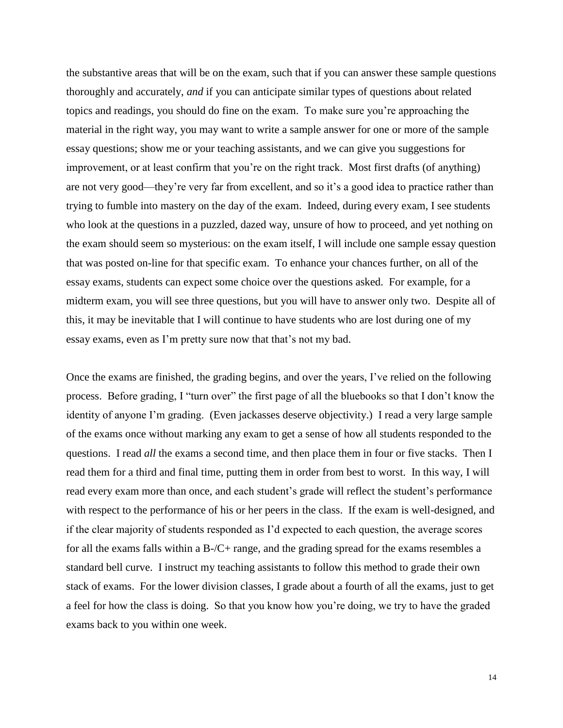the substantive areas that will be on the exam, such that if you can answer these sample questions thoroughly and accurately, *and* if you can anticipate similar types of questions about related topics and readings, you should do fine on the exam. To make sure you're approaching the material in the right way, you may want to write a sample answer for one or more of the sample essay questions; show me or your teaching assistants, and we can give you suggestions for improvement, or at least confirm that you're on the right track. Most first drafts (of anything) are not very good—they're very far from excellent, and so it's a good idea to practice rather than trying to fumble into mastery on the day of the exam. Indeed, during every exam, I see students who look at the questions in a puzzled, dazed way, unsure of how to proceed, and yet nothing on the exam should seem so mysterious: on the exam itself, I will include one sample essay question that was posted on-line for that specific exam. To enhance your chances further, on all of the essay exams, students can expect some choice over the questions asked. For example, for a midterm exam, you will see three questions, but you will have to answer only two. Despite all of this, it may be inevitable that I will continue to have students who are lost during one of my essay exams, even as I'm pretty sure now that that's not my bad.

Once the exams are finished, the grading begins, and over the years, I've relied on the following process. Before grading, I "turn over" the first page of all the bluebooks so that I don't know the identity of anyone I'm grading. (Even jackasses deserve objectivity.) I read a very large sample of the exams once without marking any exam to get a sense of how all students responded to the questions. I read *all* the exams a second time, and then place them in four or five stacks. Then I read them for a third and final time, putting them in order from best to worst. In this way, I will read every exam more than once, and each student's grade will reflect the student's performance with respect to the performance of his or her peers in the class. If the exam is well-designed, and if the clear majority of students responded as I'd expected to each question, the average scores for all the exams falls within a B-/C+ range, and the grading spread for the exams resembles a standard bell curve. I instruct my teaching assistants to follow this method to grade their own stack of exams. For the lower division classes, I grade about a fourth of all the exams, just to get a feel for how the class is doing. So that you know how you're doing, we try to have the graded exams back to you within one week.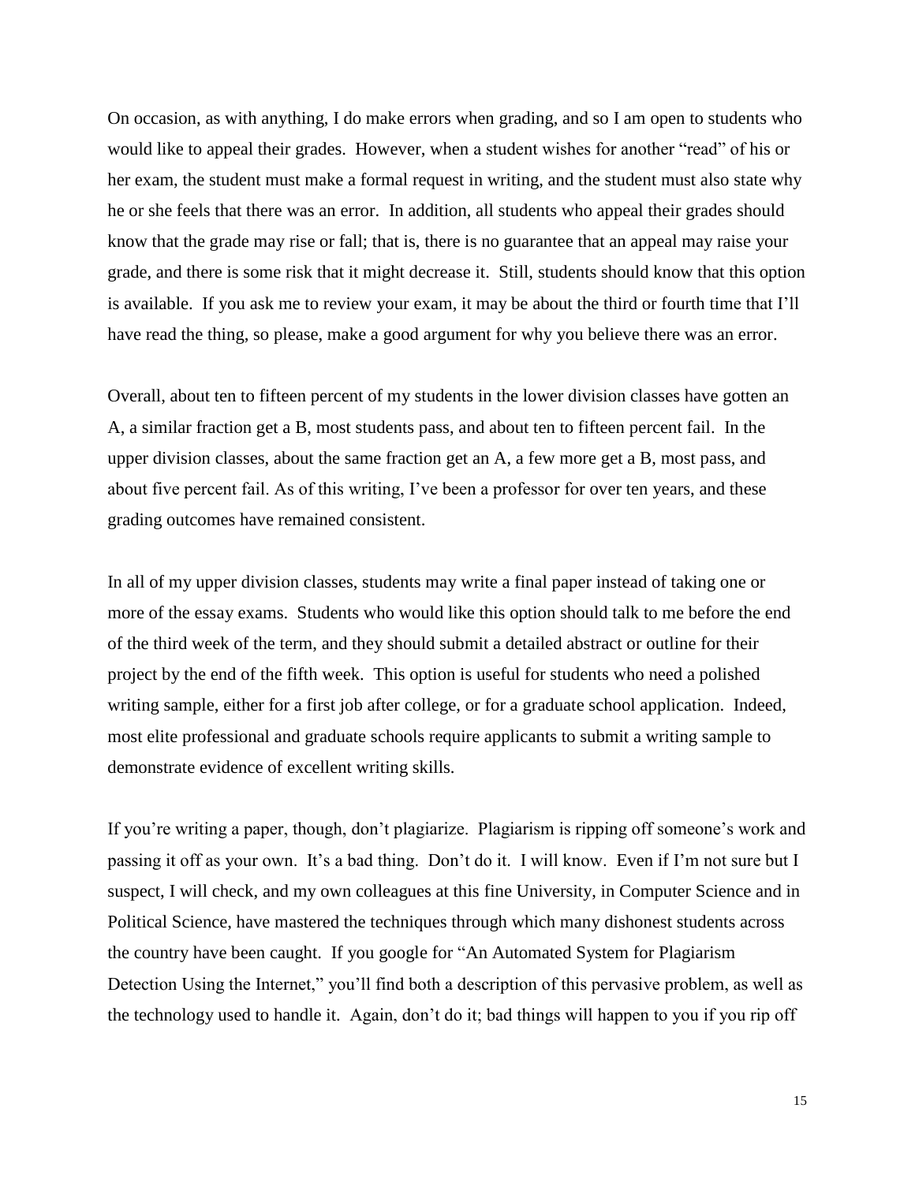On occasion, as with anything, I do make errors when grading, and so I am open to students who would like to appeal their grades. However, when a student wishes for another "read" of his or her exam, the student must make a formal request in writing, and the student must also state why he or she feels that there was an error. In addition, all students who appeal their grades should know that the grade may rise or fall; that is, there is no guarantee that an appeal may raise your grade, and there is some risk that it might decrease it. Still, students should know that this option is available. If you ask me to review your exam, it may be about the third or fourth time that I'll have read the thing, so please, make a good argument for why you believe there was an error.

Overall, about ten to fifteen percent of my students in the lower division classes have gotten an A, a similar fraction get a B, most students pass, and about ten to fifteen percent fail. In the upper division classes, about the same fraction get an A, a few more get a B, most pass, and about five percent fail. As of this writing, I've been a professor for over ten years, and these grading outcomes have remained consistent.

In all of my upper division classes, students may write a final paper instead of taking one or more of the essay exams. Students who would like this option should talk to me before the end of the third week of the term, and they should submit a detailed abstract or outline for their project by the end of the fifth week. This option is useful for students who need a polished writing sample, either for a first job after college, or for a graduate school application. Indeed, most elite professional and graduate schools require applicants to submit a writing sample to demonstrate evidence of excellent writing skills.

If you're writing a paper, though, don't plagiarize. Plagiarism is ripping off someone's work and passing it off as your own. It's a bad thing. Don't do it. I will know. Even if I'm not sure but I suspect, I will check, and my own colleagues at this fine University, in Computer Science and in Political Science, have mastered the techniques through which many dishonest students across the country have been caught. If you google for "An Automated System for Plagiarism Detection Using the Internet," you'll find both a description of this pervasive problem, as well as the technology used to handle it. Again, don't do it; bad things will happen to you if you rip off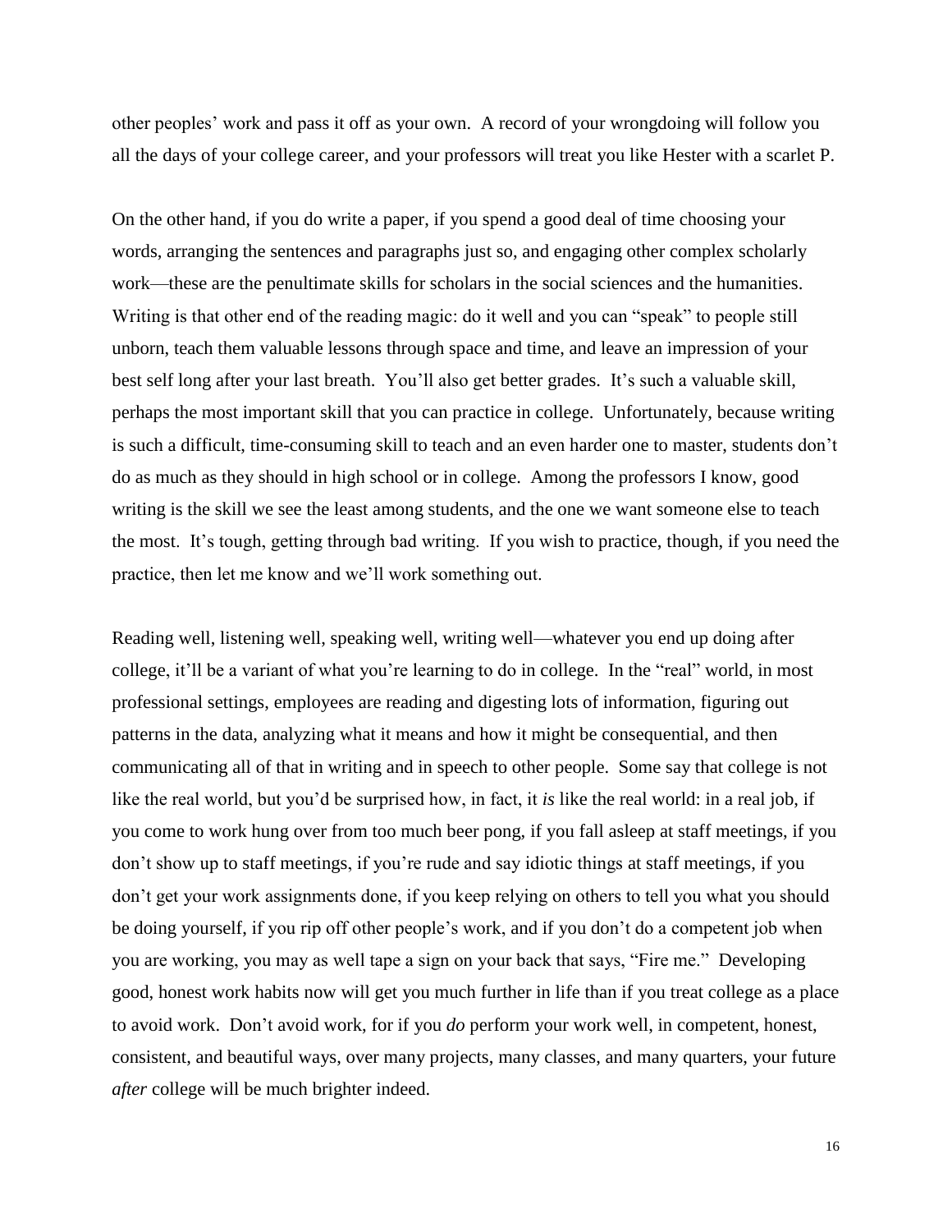other peoples' work and pass it off as your own. A record of your wrongdoing will follow you all the days of your college career, and your professors will treat you like Hester with a scarlet P.

On the other hand, if you do write a paper, if you spend a good deal of time choosing your words, arranging the sentences and paragraphs just so, and engaging other complex scholarly work—these are the penultimate skills for scholars in the social sciences and the humanities. Writing is that other end of the reading magic: do it well and you can "speak" to people still unborn, teach them valuable lessons through space and time, and leave an impression of your best self long after your last breath. You'll also get better grades. It's such a valuable skill, perhaps the most important skill that you can practice in college. Unfortunately, because writing is such a difficult, time-consuming skill to teach and an even harder one to master, students don't do as much as they should in high school or in college. Among the professors I know, good writing is the skill we see the least among students, and the one we want someone else to teach the most. It's tough, getting through bad writing. If you wish to practice, though, if you need the practice, then let me know and we'll work something out.

Reading well, listening well, speaking well, writing well—whatever you end up doing after college, it'll be a variant of what you're learning to do in college. In the "real" world, in most professional settings, employees are reading and digesting lots of information, figuring out patterns in the data, analyzing what it means and how it might be consequential, and then communicating all of that in writing and in speech to other people. Some say that college is not like the real world, but you'd be surprised how, in fact, it *is* like the real world: in a real job, if you come to work hung over from too much beer pong, if you fall asleep at staff meetings, if you don't show up to staff meetings, if you're rude and say idiotic things at staff meetings, if you don't get your work assignments done, if you keep relying on others to tell you what you should be doing yourself, if you rip off other people's work, and if you don't do a competent job when you are working, you may as well tape a sign on your back that says, "Fire me." Developing good, honest work habits now will get you much further in life than if you treat college as a place to avoid work. Don't avoid work, for if you *do* perform your work well, in competent, honest, consistent, and beautiful ways, over many projects, many classes, and many quarters, your future *after* college will be much brighter indeed.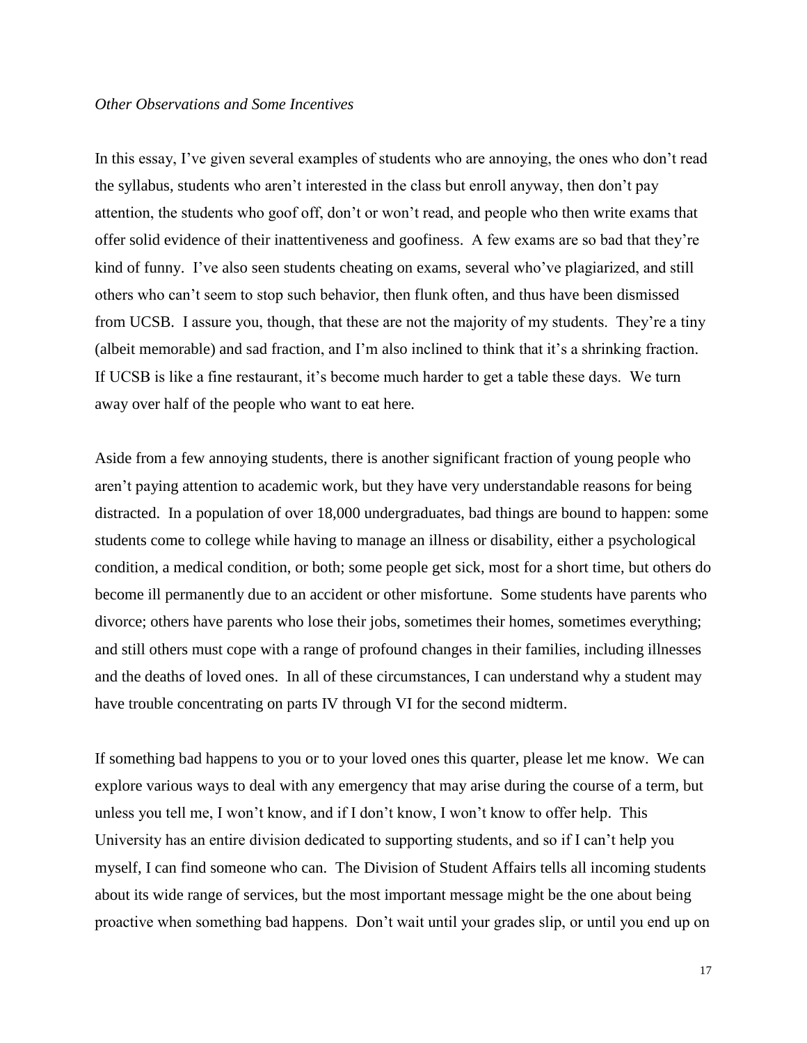*Other Observations and Some Incentives*

In this essay, I've given several examples of students who are annoying, the ones who don't read the syllabus, students who aren't interested in the class but enroll anyway, then don't pay attention, the students who goof off, don't or won't read, and people who then write exams that offer solid evidence of their inattentiveness and goofiness. A few exams are so bad that they're kind of funny. I've also seen students cheating on exams, several who've plagiarized, and still others who can't seem to stop such behavior, then flunk often, and thus have been dismissed from UCSB. I assure you, though, that these are not the majority of my students. They're a tiny (albeit memorable) and sad fraction, and I'm also inclined to think that it's a shrinking fraction. If UCSB is like a fine restaurant, it's become much harder to get a table these days. We turn away over half of the people who want to eat here.

Aside from a few annoying students, there is another significant fraction of young people who aren't paying attention to academic work, but they have very understandable reasons for being distracted. In a population of over 18,000 undergraduates, bad things are bound to happen: some students come to college while having to manage an illness or disability, either a psychological condition, a medical condition, or both; some people get sick, most for a short time, but others do become ill permanently due to an accident or other misfortune. Some students have parents who divorce; others have parents who lose their jobs, sometimes their homes, sometimes everything; and still others must cope with a range of profound changes in their families, including illnesses and the deaths of loved ones. In all of these circumstances, I can understand why a student may have trouble concentrating on parts IV through VI for the second midterm.

If something bad happens to you or to your loved ones this quarter, please let me know. We can explore various ways to deal with any emergency that may arise during the course of a term, but unless you tell me, I won't know, and if I don't know, I won't know to offer help. This University has an entire division dedicated to supporting students, and so if I can't help you myself, I can find someone who can. The Division of Student Affairs tells all incoming students about its wide range of services, but the most important message might be the one about being proactive when something bad happens. Don't wait until your grades slip, or until you end up on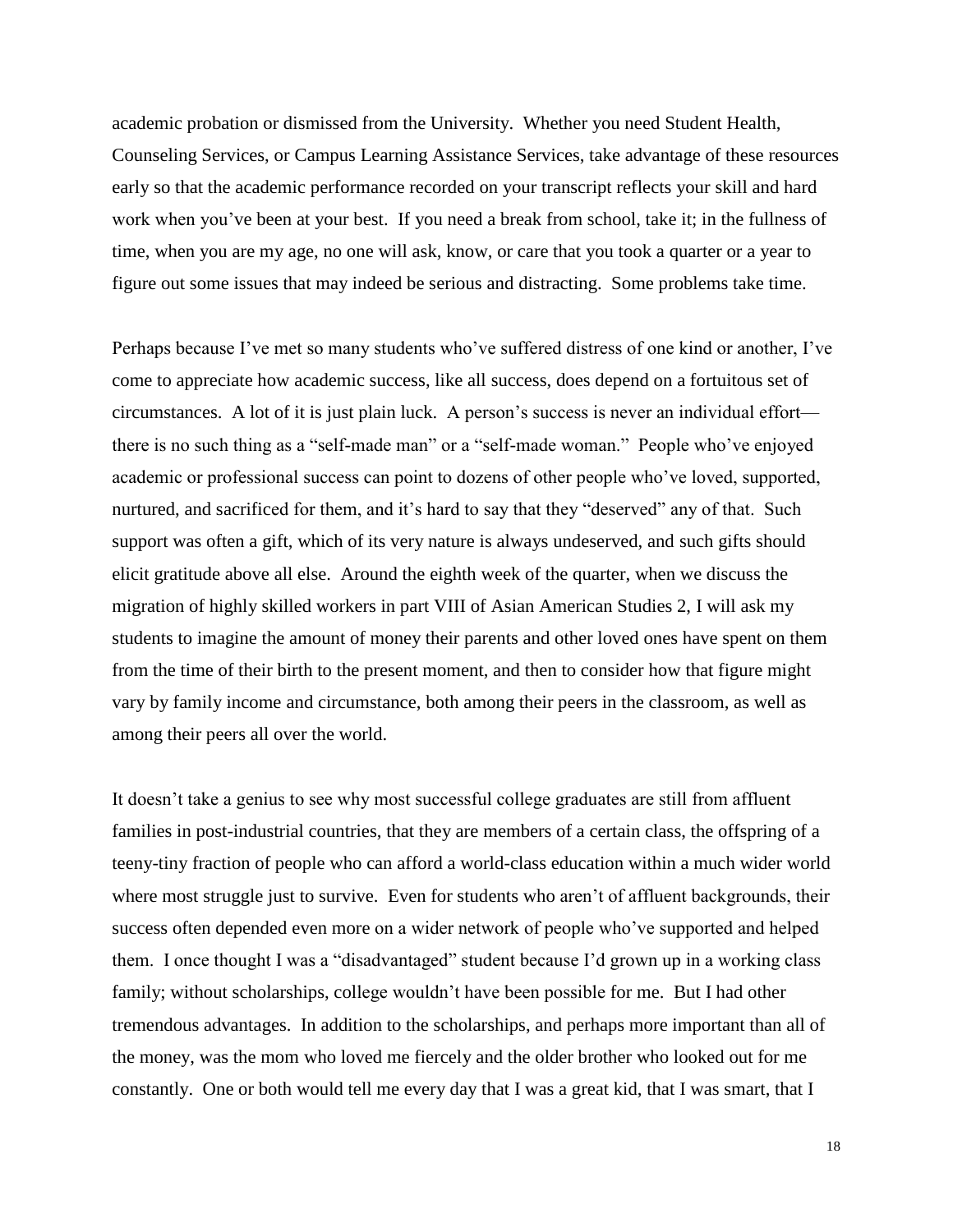academic probation or dismissed from the University. Whether you need Student Health, Counseling Services, or Campus Learning Assistance Services, take advantage of these resources early so that the academic performance recorded on your transcript reflects your skill and hard work when you've been at your best. If you need a break from school, take it; in the fullness of time, when you are my age, no one will ask, know, or care that you took a quarter or a year to figure out some issues that may indeed be serious and distracting. Some problems take time.

Perhaps because I've met so many students who've suffered distress of one kind or another, I've come to appreciate how academic success, like all success, does depend on a fortuitous set of circumstances. A lot of it is just plain luck. A person's success is never an individual effort—there is no such thing as a "self-made man" or a "self-made woman." People who've enjoyed academic or professional success can point to dozens of other people who've loved, supported, nurtured, and sacrificed for them, and it's hard to say that they "deserved" any of that. Such support was often a gift, which of its very nature is always undeserved, and such gifts should elicit gratitude above all else. Around the eighth week of the quarter, when we discuss the migration of highly skilled workers in part VIII of Asian American Studies 2, I will ask my students to imagine the amount of money their parents and other loved ones have spent on them from the time of their birth to the present moment, and then to consider how that figure might vary by family income and circumstance, both among their peers in the classroom, as well as among their peers all over the world.

It doesn't take a genius to see why most successful college graduates are still from affluent families in post-industrial countries, that they are members of a certain class, the offspring of a teeny-tiny fraction of people who can afford a world-class education within a much wider world where most struggle just to survive. Even for students who aren't of affluent backgrounds, their success often depended even more on a wider network of people who've supported and helped them. I once thought I was a "disadvantaged" student because I'd grown up in a working class family; without scholarships, college wouldn't have been possible for me. But I had other tremendous advantages. In addition to the scholarships, and perhaps more important than all of the money, was the mom who loved me fiercely and the older brother who looked out for me constantly. One or both would tell me every day that I was a great kid, that I was smart, that I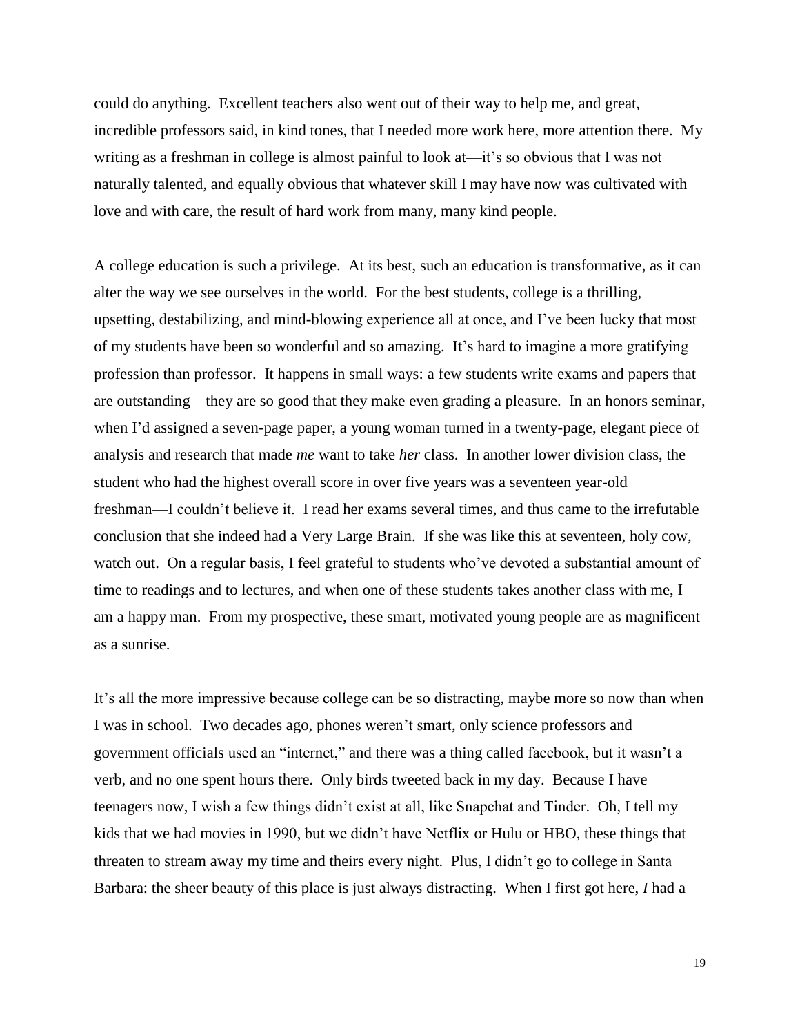could do anything. Excellent teachers also went out of their way to help me, and great, incredible professors said, in kind tones, that I needed more work here, more attention there. My writing as a freshman in college is almost painful to look at—it's so obvious that I was not naturally talented, and equally obvious that whatever skill I may have now was cultivated with love and with care, the result of hard work from many, many kind people.

A college education is such a privilege. At its best, such an education is transformative, as it can alter the way we see ourselves in the world. For the best students, college is a thrilling, upsetting, destabilizing, and mind-blowing experience all at once, and I've been lucky that most of my students have been so wonderful and so amazing. It's hard to imagine a more gratifying profession than professor. It happens in small ways: a few students write exams and papers that are outstanding—they are so good that they make even grading a pleasure. In an honors seminar, when I'd assigned a seven-page paper, a young woman turned in a twenty-page, elegant piece of analysis and research that made *me* want to take *her* class. In another lower division class, the student who had the highest overall score in over five years was a seventeen year-old freshman—I couldn't believe it. I read her exams several times, and thus came to the irrefutable conclusion that she indeed had a Very Large Brain. If she was like this at seventeen, holy cow, watch out. On a regular basis, I feel grateful to students who've devoted a substantial amount of time to readings and to lectures, and when one of these students takes another class with me, I am a happy man. From my prospective, these smart, motivated young people are as magnificent as a sunrise.

It's all the more impressive because college can be so distracting, maybe more so now than when I was in school. Two decades ago, phones weren't smart, only science professors and government officials used an "internet," and there was a thing called facebook, but it wasn't a verb, and no one spent hours there. Only birds tweeted back in my day. Because I have teenagers now, I wish a few things didn't exist at all, like Snapchat and Tinder. Oh, I tell my kids that we had movies in 1990, but we didn't have Netflix or Hulu or HBO, these things that threaten to stream away my time and theirs every night. Plus, I didn't go to college in Santa Barbara: the sheer beauty of this place is just always distracting. When I first got here, *I* had a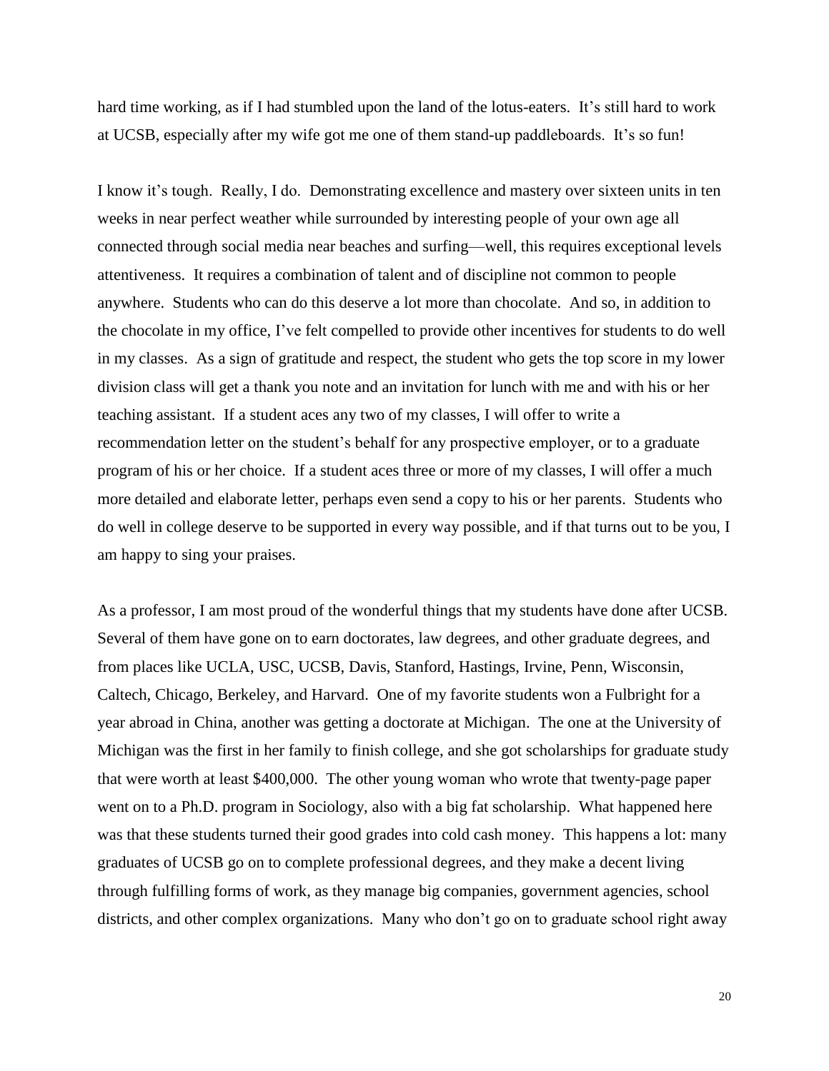hard time working, as if I had stumbled upon the land of the lotus-eaters. It's still hard to work at UCSB, especially after my wife got me one of them stand-up paddleboards. It's so fun!

I know it's tough. Really, I do. Demonstrating excellence and mastery over sixteen units in ten weeks in near perfect weather while surrounded by interesting people of your own age all connected through social media near beaches and surfing—well, this requires exceptional levels attentiveness. It requires a combination of talent and of discipline not common to people anywhere. Students who can do this deserve a lot more than chocolate. And so, in addition to the chocolate in my office, I've felt compelled to provide other incentives for students to do well in my classes. As a sign of gratitude and respect, the student who gets the top score in my lower division class will get a thank you note and an invitation for lunch with me and with his or her teaching assistant. If a student aces any two of my classes, I will offer to write a recommendation letter on the student's behalf for any prospective employer, or to a graduate program of his or her choice. If a student aces three or more of my classes, I will offer a much more detailed and elaborate letter, perhaps even send a copy to his or her parents. Students who do well in college deserve to be supported in every way possible, and if that turns out to be you, I am happy to sing your praises.

As a professor, I am most proud of the wonderful things that my students have done after UCSB. Several of them have gone on to earn doctorates, law degrees, and other graduate degrees, and from places like UCLA, USC, UCSB, Davis, Stanford, Hastings, Irvine, Penn, Wisconsin, Caltech, Chicago, Berkeley, and Harvard. One of my favorite students won a Fulbright for a year abroad in China, another was getting a doctorate at Michigan. The one at the University of Michigan was the first in her family to finish college, and she got scholarships for graduate study that were worth at least $400,000. The other young woman who wrote that twenty-page paper went on to a Ph.D. program in Sociology, also with a big fat scholarship. What happened here was that these students turned their good grades into cold cash money. This happens a lot: many graduates of UCSB go on to complete professional degrees, and they make a decent living through fulfilling forms of work, as they manage big companies, government agencies, school districts, and other complex organizations. Many who don't go on to graduate school right away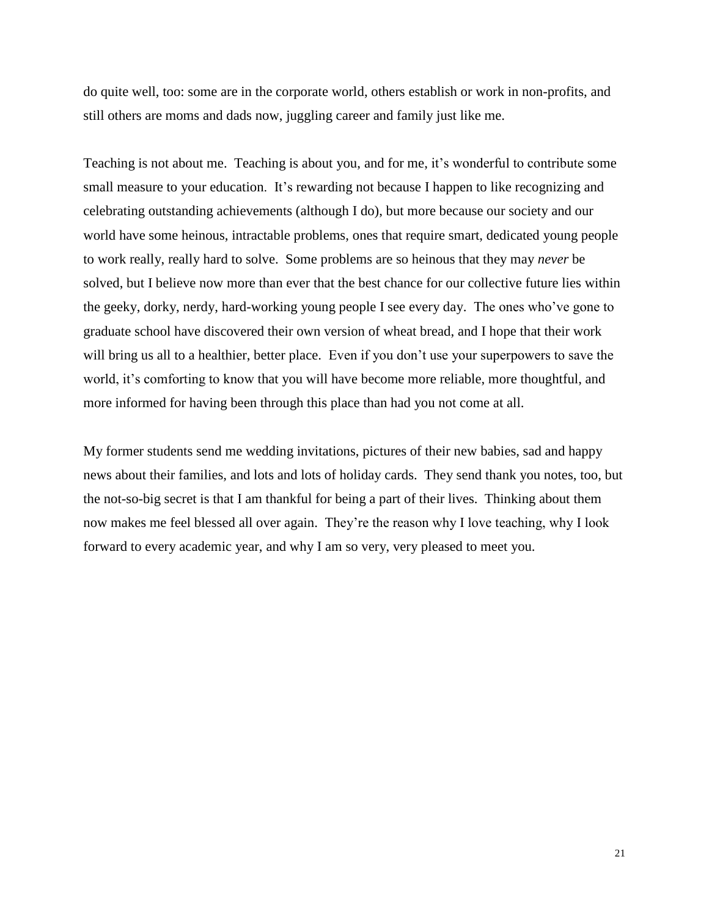do quite well, too: some are in the corporate world, others establish or work in non-profits, and still others are moms and dads now, juggling career and family just like me.

Teaching is not about me. Teaching is about you, and for me, it's wonderful to contribute some small measure to your education. It's rewarding not because I happen to like recognizing and celebrating outstanding achievements (although I do), but more because our society and our world have some heinous, intractable problems, ones that require smart, dedicated young people to work really, really hard to solve. Some problems are so heinous that they may *never* be solved, but I believe now more than ever that the best chance for our collective future lies within the geeky, dorky, nerdy, hard-working young people I see every day. The ones who've gone to graduate school have discovered their own version of wheat bread, and I hope that their work will bring us all to a healthier, better place. Even if you don't use your superpowers to save the world, it's comforting to know that you will have become more reliable, more thoughtful, and more informed for having been through this place than had you not come at all.

My former students send me wedding invitations, pictures of their new babies, sad and happy news about their families, and lots and lots of holiday cards. They send thank you notes, too, but the not-so-big secret is that I am thankful for being a part of their lives. Thinking about them now makes me feel blessed all over again. They're the reason why I love teaching, why I look forward to every academic year, and why I am so very, very pleased to meet you.